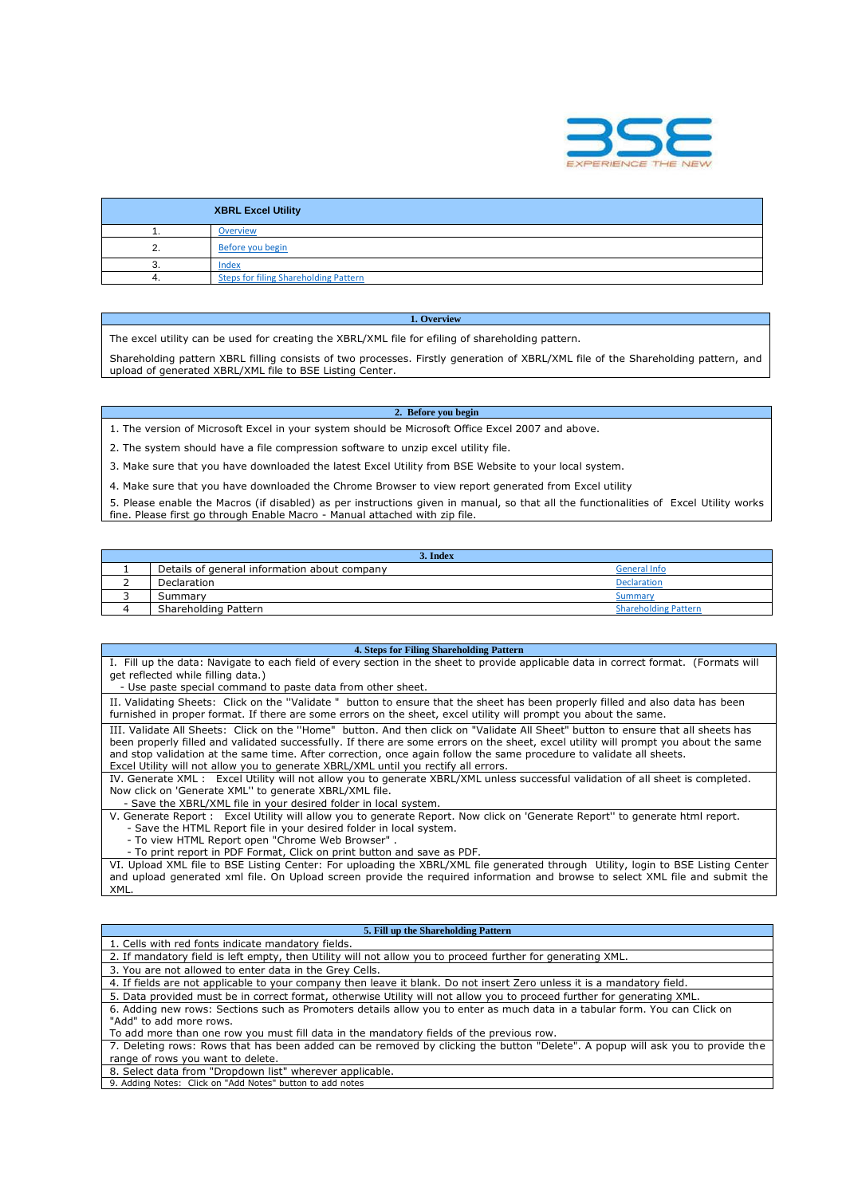BSE
EXPERIENCE THE NEW

| | XBRL Excel Utility |
|---|---|
| 1. | Overview |
| 2. | Before you begin |
| 3. | Index |
| 4. | Steps for filing Shareholding Pattern |

## 1. Overview

The excel utility can be used for creating the XBRL/XML file for efiling of shareholding pattern.

Shareholding pattern XBRL filling consists of two processes. Firstly generation of XBRL/XML file of the Shareholding pattern, and upload of generated XBRL/XML file to BSE Listing Center.

## 2. Before you begin

1. The version of Microsoft Excel in your system should be Microsoft Office Excel 2007 and above.

2. The system should have a file compression software to unzip excel utility file.

3. Make sure that you have downloaded the latest Excel Utility from BSE Website to your local system.

4. Make sure that you have downloaded the Chrome Browser to view report generated from Excel utility

5. Please enable the Macros (if disabled) as per instructions given in manual, so that all the functionalities of Excel Utility works fine. Please first go through Enable Macro - Manual attached with zip file.

## 3. Index

| 1 | Details of general information about company | General Info |
|---|---|---|
| 2 | Declaration | Declaration |
| 3 | Summary | Summary |
| 4 | Shareholding Pattern | Shareholding Pattern |

## 4. Steps for Filing Shareholding Pattern

I. Fill up the data: Navigate to each field of every section in the sheet to provide applicable data in correct format. (Formats will get reflected while filling data.)
- Use paste special command to paste data from other sheet.

II. Validating Sheets: Click on the ''Validate " button to ensure that the sheet has been properly filled and also data has been furnished in proper format. If there are some errors on the sheet, excel utility will prompt you about the same.

III. Validate All Sheets: Click on the ''Home" button. And then click on "Validate All Sheet" button to ensure that all sheets has been properly filled and validated successfully. If there are some errors on the sheet, excel utility will prompt you about the same and stop validation at the same time. After correction, once again follow the same procedure to validate all sheets.
Excel Utility will not allow you to generate XBRL/XML until you rectify all errors.

IV. Generate XML : Excel Utility will not allow you to generate XBRL/XML unless successful validation of all sheet is completed. Now click on 'Generate XML'' to generate XBRL/XML file.
- Save the XBRL/XML file in your desired folder in local system.

V. Generate Report : Excel Utility will allow you to generate Report. Now click on 'Generate Report'' to generate html report.
- Save the HTML Report file in your desired folder in local system.
- To view HTML Report open "Chrome Web Browser" .
- To print report in PDF Format, Click on print button and save as PDF.

VI. Upload XML file to BSE Listing Center: For uploading the XBRL/XML file generated through Utility, login to BSE Listing Center and upload generated xml file. On Upload screen provide the required information and browse to select XML file and submit the XML.

## 5. Fill up the Shareholding Pattern

1. Cells with red fonts indicate mandatory fields.
2. If mandatory field is left empty, then Utility will not allow you to proceed further for generating XML.
3. You are not allowed to enter data in the Grey Cells.
4. If fields are not applicable to your company then leave it blank. Do not insert Zero unless it is a mandatory field.
5. Data provided must be in correct format, otherwise Utility will not allow you to proceed further for generating XML.
6. Adding new rows: Sections such as Promoters details allow you to enter as much data in a tabular form. You can Click on "Add" to add more rows.
To add more than one row you must fill data in the mandatory fields of the previous row.
7. Deleting rows: Rows that has been added can be removed by clicking the button "Delete". A popup will ask you to provide the range of rows you want to delete.
8. Select data from "Dropdown list" wherever applicable.
9. Adding Notes: Click on "Add Notes" button to add notes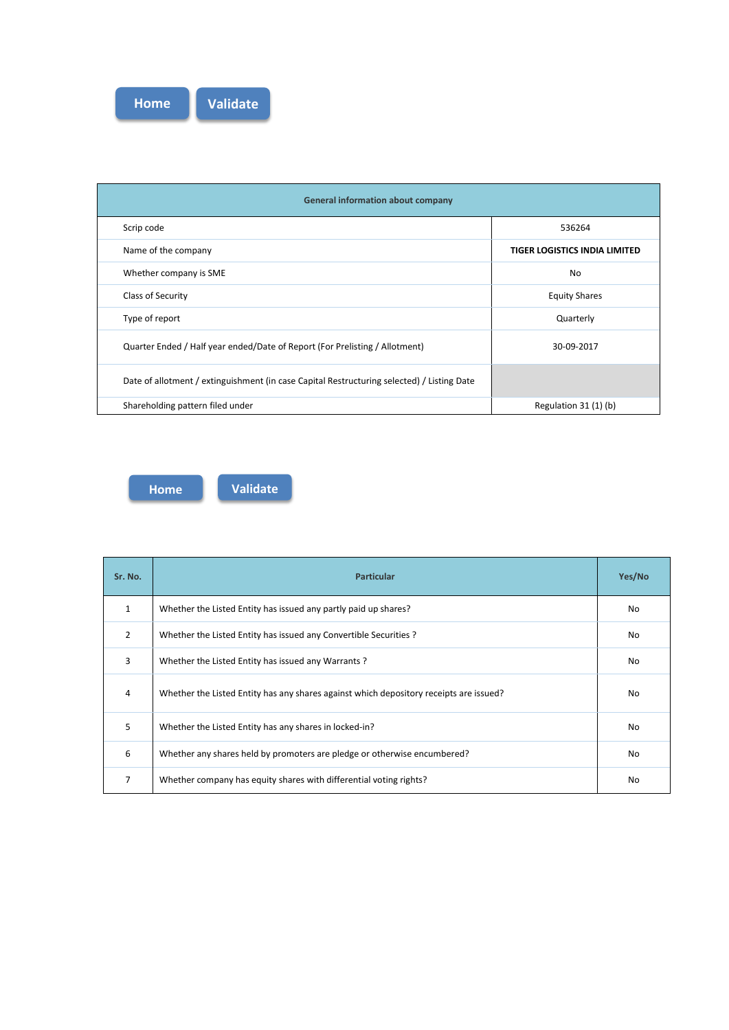Home Validate

| General information about company | |
|---|---|
| Scrip code | 536264 |
| Name of the company | **TIGER LOGISTICS INDIA LIMITED** |
| Whether company is SME | No |
| Class of Security | Equity Shares |
| Type of report | Quarterly |
| Quarter Ended / Half year ended/Date of Report (For Prelisting / Allotment) | 30-09-2017 |
| Date of allotment / extinguishment (in case Capital Restructuring selected) / Listing Date | |
| Shareholding pattern filed under | Regulation 31 (1) (b) |

Home Validate

| Sr. No. | Particular | Yes/No |
|---|---|---|
| 1 | Whether the Listed Entity has issued any partly paid up shares? | No |
| 2 | Whether the Listed Entity has issued any Convertible Securities ? | No |
| 3 | Whether the Listed Entity has issued any Warrants ? | No |
| 4 | Whether the Listed Entity has any shares against which depository receipts are issued? | No |
| 5 | Whether the Listed Entity has any shares in locked-in? | No |
| 6 | Whether any shares held by promoters are pledge or otherwise encumbered? | No |
| 7 | Whether company has equity shares with differential voting rights? | No |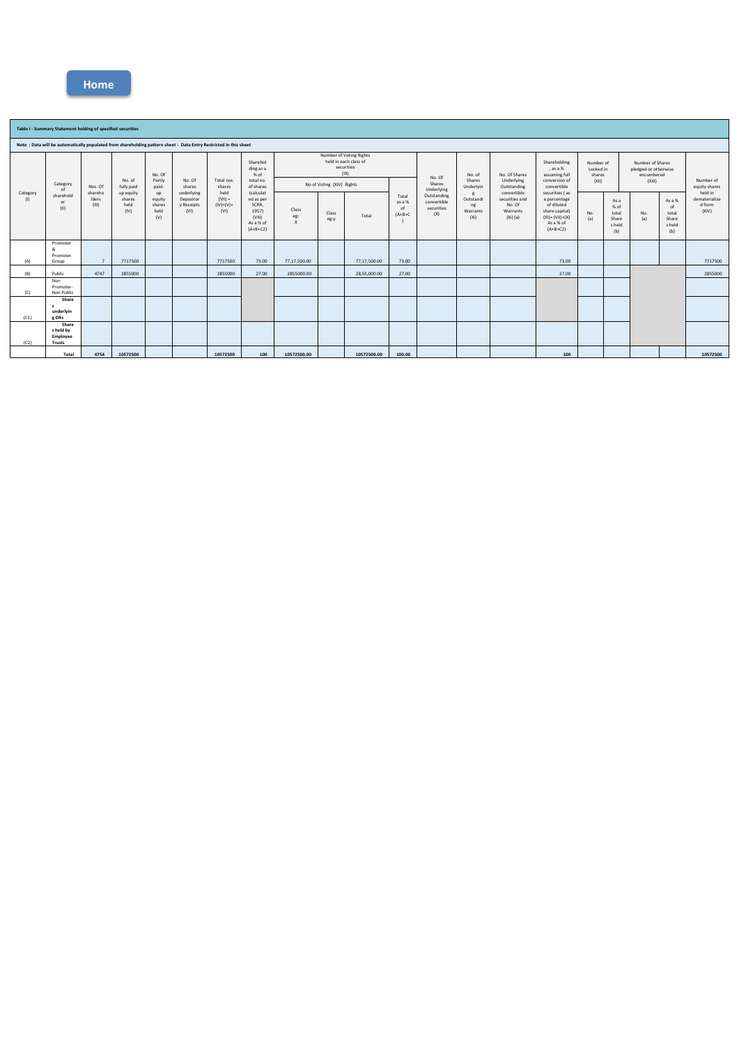Home

## Table I - Summary Statement holding of specified securities

**Note : Data will be automatically populated from shareholding pattern sheet - Data Entry Restricted in this sheet**

| Category (I) | Category of shareholder (II) | Nos. Of shareholders (III) | No. of fully paid up equity shares held (IV) | No. Of Partly paid-up equity shares held (V) | No. Of shares underlying Depository Receipts (VI) | Total nos. shares held (VII) = (IV)+(V)+ (VI) | Shareholding as a % of total no. of shares (calculated as per SCRR, 1957) (VIII) As a % of (A+B+C2) | Number of Voting Rights held in each class of securities (IX) | | | | No. Of Shares Underlying Outstanding convertible securities (X) | No. of Shares Underlying Outstanding Warrants (Xi) | No. Of Shares Underlying Outstanding convertible securities and No. Of Warrants (Xi) (a) | Shareholding, as a % assuming full conversion of convertible securities ( as a percentage of diluted share capital) (XI)= (VII)+(X) As a % of (A+B+C2) | Number of Locked in shares (XII) | | Number of Shares pledged or otherwise encumbered (XIII) | | Number of equity shares held in dematerialized form (XIV) |
|---|---|---|---|---|---|---|---|---|---|---|---|---|---|---|---|---|---|---|---|---|
| | | | | | | | | No of Voting (XIV) Rights | | | Total as a % of (A+B+C) | | | | | No. (a) | As a % of total Shares held (b) | No. (a) | As a % of total Shares held (b) | |
| | | | | | | | | Class eg: X | Class eg:y | Total | | | | | | | | | | |
| (A) | Promoter & Promoter Group | 7 | 7717500 | | | 7717500 | 73.00 | 77,17,500.00 | | 77,17,500.00 | 73.00 | | | | 73.00 | | | | | 7717500 |
| (B) | Public | 4747 | 2855000 | | | 2855000 | 27.00 | 2855000.00 | | 28,55,000.00 | 27.00 | | | | 27.00 | | | | | 2855000 |
| (C) | Non Promoter- Non Public | | | | | | | | | | | | | | | | | | | |
| (C1) | Shares underlying DRs | | | | | | | | | | | | | | | | | | | |
| (C2) | Shares held by Employee Trusts | | | | | | | | | | | | | | | | | | | |
| | Total | 4754 | 10572500 | | | 10572500 | 100 | 10572500.00 | | 10572500.00 | 100.00 | | | | 100 | | | | | 10572500 |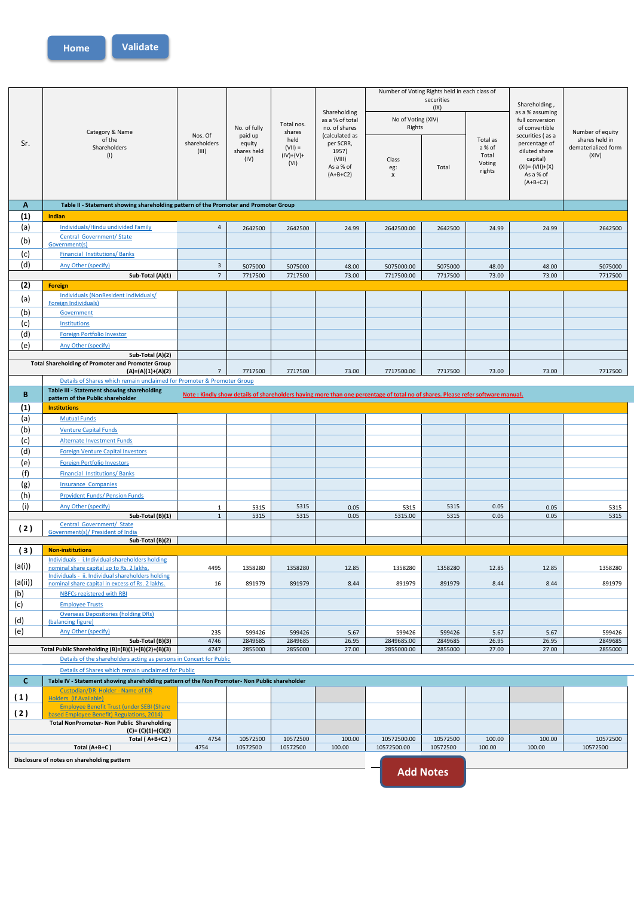| Sr. | Category & Name of the Shareholders (I) | Nos. Of shareholders (III) | No. of fully paid up equity shares held (IV) | Total nos. shares held (VII) = (IV)+(V)+ (VI) | Shareholding as a % of total no. of shares (calculated as per SCRR, 1957) (VIII) As a % of (A+B+C2) | Number of Voting Rights held in each class of securities (IX) | | | Shareholding , as a % assuming full conversion of convertible securities ( as a percentage of diluted share capital) (XI)= (VII)+(X) As a % of (A+B+C2) | Number of equity shares held in dematerialized form (XIV) |
|---|---|---|---|---|---|---|---|---|---|---|
| | | | | | | No of Voting (XIV) Rights | | Total as a % of Total Voting rights | | |
| | | | | | | Class eg: X | Total | | | |
| A | Table II - Statement showing shareholding pattern of the Promoter and Promoter Group | | | | | | | | | |
| (1) | Indian | | | | | | | | | |
| (a) | Individuals/Hindu undivided Family | 4 | 2642500 | 2642500 | 24.99 | 2642500.00 | 2642500 | 24.99 | 24.99 | 2642500 |
| (b) | Central Government/ State Government(s) | | | | | | | | | |
| (c) | Financial Institutions/ Banks | | | | | | | | | |
| (d) | Any Other (specify) | 3 | 5075000 | 5075000 | 48.00 | 5075000.00 | 5075000 | 48.00 | 48.00 | 5075000 |
| | Sub-Total (A)(1) | 7 | 7717500 | 7717500 | 73.00 | 7717500.00 | 7717500 | 73.00 | 73.00 | 7717500 |
| (2) | Foreign | | | | | | | | | |
| (a) | Individuals (NonResident Individuals/ Foreign Individuals) | | | | | | | | | |
| (b) | Government | | | | | | | | | |
| (c) | Institutions | | | | | | | | | |
| (d) | Foreign Portfolio Investor | | | | | | | | | |
| (e) | Any Other (specify) | | | | | | | | | |
| | Sub-Total (A)(2) | | | | | | | | | |
| | Total Shareholding of Promoter and Promoter Group (A)=(A)(1)+(A)(2) | 7 | 7717500 | 7717500 | 73.00 | 7717500.00 | 7717500 | 73.00 | 73.00 | 7717500 |
| | Details of Shares which remain unclaimed for Promoter & Promoter Group | | | | | | | | | |
| B | Table III - Statement showing shareholding pattern of the Public shareholder | Note : Kindly show details of shareholders having more than one percentage of total no of shares. Please refer software manual. | | | | | | | | |
| (1) | Institutions | | | | | | | | | |
| (a) | Mutual Funds | | | | | | | | | |
| (b) | Venture Capital Funds | | | | | | | | | |
| (c) | Alternate Investment Funds | | | | | | | | | |
| (d) | Foreign Venture Capital Investors | | | | | | | | | |
| (e) | Foreign Portfolio Investors | | | | | | | | | |
| (f) | Financial Institutions/ Banks | | | | | | | | | |
| (g) | Insurance Companies | | | | | | | | | |
| (h) | Provident Funds/ Pension Funds | | | | | | | | | |
| (i) | Any Other (specify) | 1 | 5315 | 5315 | 0.05 | 5315 | 5315 | 0.05 | 0.05 | 5315 |
| | Sub-Total (B)(1) | 1 | 5315 | 5315 | 0.05 | 5315.00 | 5315 | 0.05 | 0.05 | 5315 |
| (2) | Central Government/ State Government(s)/ President of India | | | | | | | | | |
| | Sub-Total (B)(2) | | | | | | | | | |
| (3) | Non-institutions | | | | | | | | | |
| (a(i)) | Individuals - i.Individual shareholders holding nominal share capital up to Rs. 2 lakhs. | 4495 | 1358280 | 1358280 | 12.85 | 1358280 | 1358280 | 12.85 | 12.85 | 1358280 |
| (a(ii)) | Individuals - ii. Individual shareholders holding nominal share capital in excess of Rs. 2 lakhs. | 16 | 891979 | 891979 | 8.44 | 891979 | 891979 | 8.44 | 8.44 | 891979 |
| (b) | NBFCs registered with RBI | | | | | | | | | |
| (c) | Employee Trusts | | | | | | | | | |
| (d) | Overseas Depositories (holding DRs) (balancing figure) | | | | | | | | | |
| (e) | Any Other (specify) | 235 | 599426 | 599426 | 5.67 | 599426 | 599426 | 5.67 | 5.67 | 599426 |
| | Sub-Total (B)(3) | 4746 | 2849685 | 2849685 | 26.95 | 2849685.00 | 2849685 | 26.95 | 26.95 | 2849685 |
| | Total Public Shareholding (B)=(B)(1)+(B)(2)+(B)(3) | 4747 | 2855000 | 2855000 | 27.00 | 2855000.00 | 2855000 | 27.00 | 27.00 | 2855000 |
| | Details of the shareholders acting as persons in Concert for Public | | | | | | | | | |
| | Details of Shares which remain unclaimed for Public | | | | | | | | | |
| C | Table IV - Statement showing shareholding pattern of the Non Promoter- Non Public shareholder | | | | | | | | | |
| (1) | Custodian/DR Holder - Name of DR Holders (If Available) | | | | | | | | | |
| (2) | Employee Benefit Trust (under SEBI (Share based Employee Benefit) Regulations, 2014) | | | | | | | | | |
| | Total NonPromoter- Non Public Shareholding (C)= (C)(1)+(C)(2) | | | | | | | | | |
| | Total ( A+B+C2 ) | 4754 | 10572500 | 10572500 | 100.00 | 10572500.00 | 10572500 | 100.00 | 100.00 | 10572500 |
| | Total (A+B+C ) | 4754 | 10572500 | 10572500 | 100.00 | 10572500.00 | 10572500 | 100.00 | 100.00 | 10572500 |

Disclosure of notes on shareholding pattern